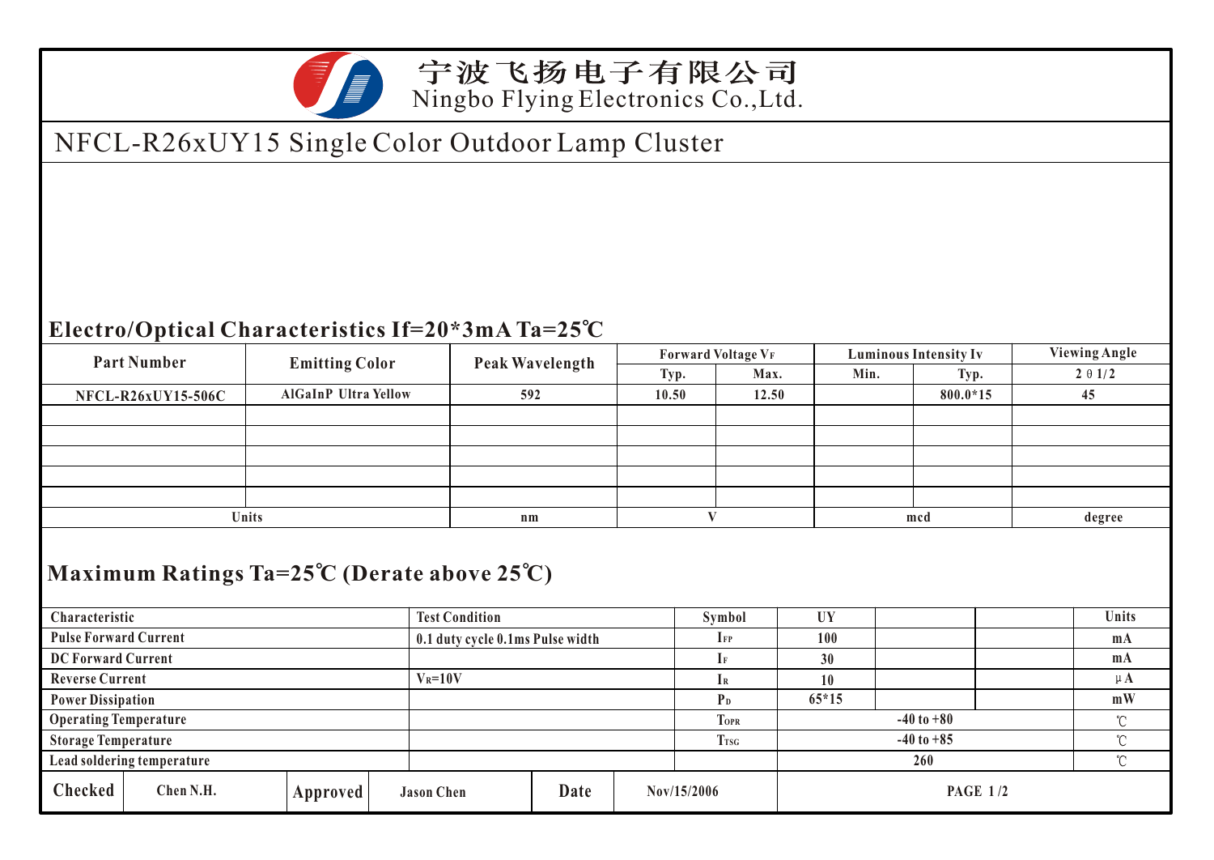# 宁波飞扬电子有限公司
Ningbo Flying Electronics Co.,Ltd.

## NFCL-R26xUY15 Single Color Outdoor Lamp Cluster

### Electro/Optical Characteristics If=20*3mA Ta=25℃

| Part Number | Emitting Color | Peak Wavelength | Forward Voltage $V_F$ | | Luminous Intensity Iv | | Viewing Angle |
|---|---|---|---|---|---|---|---|
| | | | Typ. | Max. | Min. | Typ. | 2θ1/2 |
| NFCL-R26xUY15-506C | AlGaInP Ultra Yellow | 592 | 10.50 | 12.50 | | 800.0*15 | 45 |
| | | | | | | | |
| | | | | | | | |
| | | | | | | | |
| | | | | | | | |
| | | | | | | | |
| Units | | nm | V | | mcd | | degree |

### Maximum Ratings Ta=25℃ (Derate above 25℃)

| Characteristic | Test Condition | Symbol | UY | | | Units |
|---|---|---|---|---|---|---|
| Pulse Forward Current | 0.1 duty cycle 0.1ms Pulse width | $I_{FP}$ | 100 | | | mA |
| DC Forward Current | | $I_F$ | 30 | | | mA |
| Reverse Current | $V_R$=10V | $I_R$ | 10 | | | μA |
| Power Dissipation | | $P_D$ | 65*15 | | | mW |
| Operating Temperature | | $T_{OPR}$ | -40 to +80 | | | ℃ |
| Storage Temperature | | $T_{TSG}$ | -40 to +85 | | | ℃ |
| Lead soldering temperature | | | 260 | | | ℃ |

| Checked | Chen N.H. | Approved | Jason Chen | Date | Nov/15/2006 |
|---|---|---|---|---|---|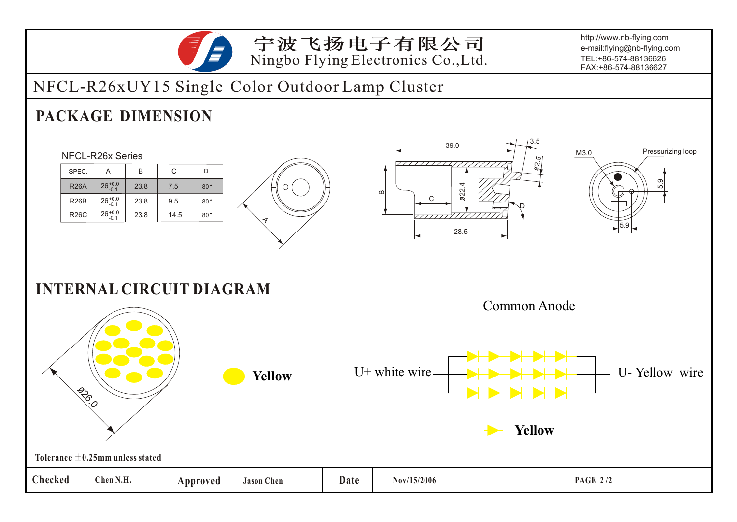宁波飞扬电子有限公司
Ningbo Flying Electronics Co.,Ltd.

http://www.nb-flying.com
e-mail:flying@nb-flying.com
TEL:+86-574-88136626
FAX:+86-574-88136627

# NFCL-R26xUY15 Single Color Outdoor Lamp Cluster

## PACKAGE DIMENSION

NFCL-R26x Series

| SPEC. | A | B | C | D |
|---|---|---|---|---|
| R26A | $26^{+0.0}_{-0.1}$ | 23.8 | 7.5 | 80° |
| R26B | $26^{+0.0}_{-0.1}$ | 23.8 | 9.5 | 80° |
| R26C | $26^{+0.0}_{-0.1}$ | 23.8 | 14.5 | 80° |

A

39.0
3.5
ø2.5
B
C
ø22.4
D
28.5

M3.0
Pressurizing loop
5.9
5.9

## INTERNAL CIRCUIT DIAGRAM

Ø26.0

Yellow

Common Anode

U+ white wire

U- Yellow wire

Yellow

**Tolerance ±0.25mm unless stated**

| Checked | Chen N.H. | Approved | Jason Chen | Date | Nov/15/2006 | PAGE 2/2 |
|---|---|---|---|---|---|---|